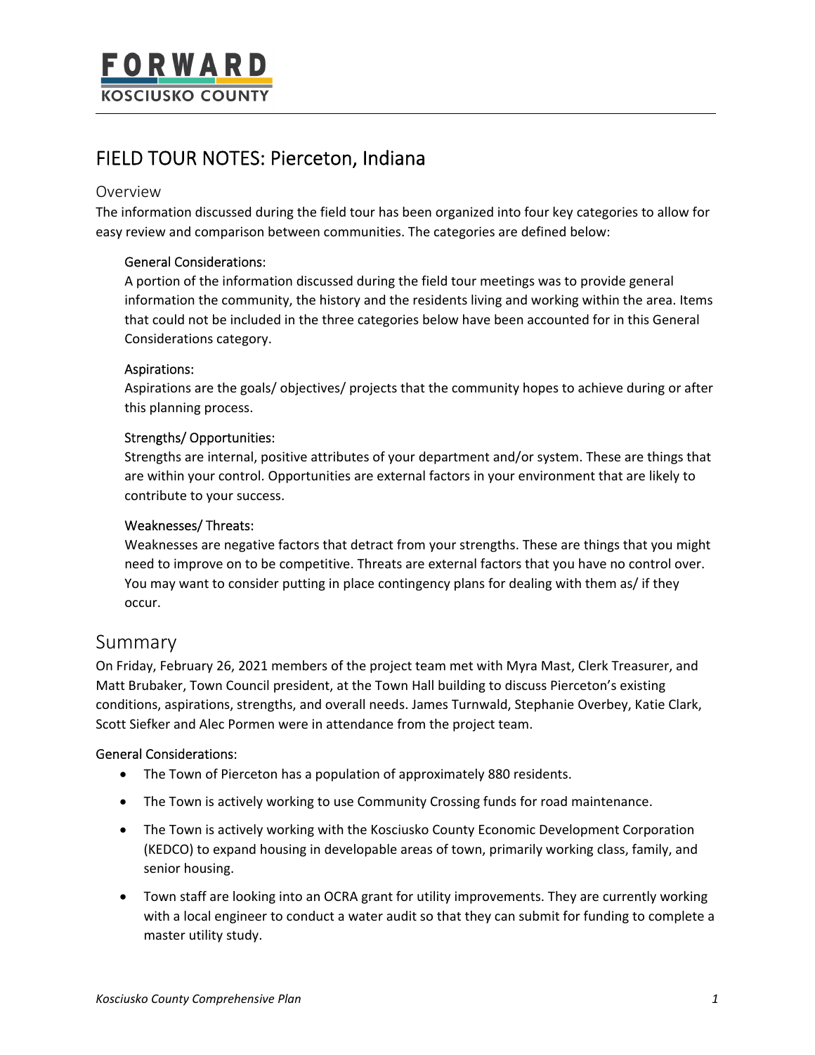# FIELD TOUR NOTES: Pierceton, Indiana

## Overview

The information discussed during the field tour has been organized into four key categories to allow for easy review and comparison between communities. The categories are defined below:

**General Considerations:**
A portion of the information discussed during the field tour meetings was to provide general information the community, the history and the residents living and working within the area. Items that could not be included in the three categories below have been accounted for in this General Considerations category.

**Aspirations:**
Aspirations are the goals/ objectives/ projects that the community hopes to achieve during or after this planning process.

**Strengths/ Opportunities:**
Strengths are internal, positive attributes of your department and/or system. These are things that are within your control. Opportunities are external factors in your environment that are likely to contribute to your success.

**Weaknesses/ Threats:**
Weaknesses are negative factors that detract from your strengths. These are things that you might need to improve on to be competitive. Threats are external factors that you have no control over. You may want to consider putting in place contingency plans for dealing with them as/ if they occur.

## Summary

On Friday, February 26, 2021 members of the project team met with Myra Mast, Clerk Treasurer, and Matt Brubaker, Town Council president, at the Town Hall building to discuss Pierceton's existing conditions, aspirations, strengths, and overall needs. James Turnwald, Stephanie Overbey, Katie Clark, Scott Siefker and Alec Pormen were in attendance from the project team.

**General Considerations:**

- The Town of Pierceton has a population of approximately 880 residents.
- The Town is actively working to use Community Crossing funds for road maintenance.
- The Town is actively working with the Kosciusko County Economic Development Corporation (KEDCO) to expand housing in developable areas of town, primarily working class, family, and senior housing.
- Town staff are looking into an OCRA grant for utility improvements. They are currently working with a local engineer to conduct a water audit so that they can submit for funding to complete a master utility study.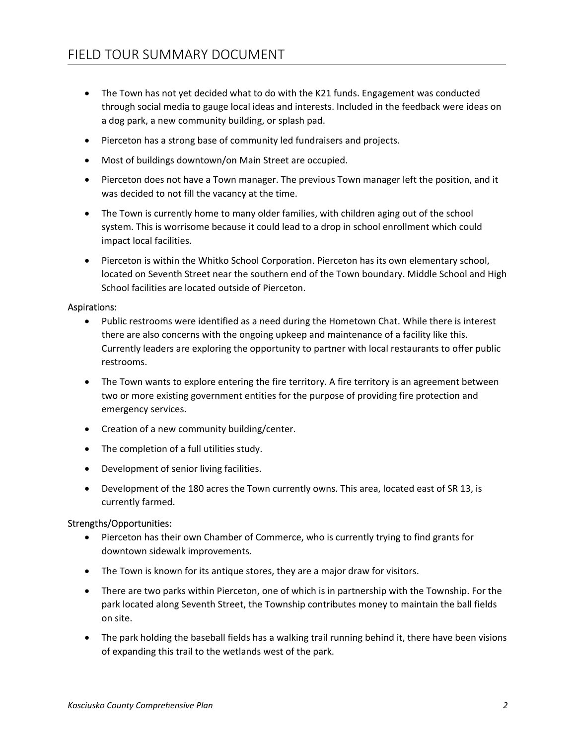- The Town has not yet decided what to do with the K21 funds. Engagement was conducted through social media to gauge local ideas and interests. Included in the feedback were ideas on a dog park, a new community building, or splash pad.
- Pierceton has a strong base of community led fundraisers and projects.
- Most of buildings downtown/on Main Street are occupied.
- Pierceton does not have a Town manager. The previous Town manager left the position, and it was decided to not fill the vacancy at the time.
- The Town is currently home to many older families, with children aging out of the school system. This is worrisome because it could lead to a drop in school enrollment which could impact local facilities.
- Pierceton is within the Whitko School Corporation. Pierceton has its own elementary school, located on Seventh Street near the southern end of the Town boundary. Middle School and High School facilities are located outside of Pierceton.

### Aspirations:

- Public restrooms were identified as a need during the Hometown Chat. While there is interest there are also concerns with the ongoing upkeep and maintenance of a facility like this. Currently leaders are exploring the opportunity to partner with local restaurants to offer public restrooms.
- The Town wants to explore entering the fire territory. A fire territory is an agreement between two or more existing government entities for the purpose of providing fire protection and emergency services.
- Creation of a new community building/center.
- The completion of a full utilities study.
- Development of senior living facilities.
- Development of the 180 acres the Town currently owns. This area, located east of SR 13, is currently farmed.

### Strengths/Opportunities:

- Pierceton has their own Chamber of Commerce, who is currently trying to find grants for downtown sidewalk improvements.
- The Town is known for its antique stores, they are a major draw for visitors.
- There are two parks within Pierceton, one of which is in partnership with the Township. For the park located along Seventh Street, the Township contributes money to maintain the ball fields on site.
- The park holding the baseball fields has a walking trail running behind it, there have been visions of expanding this trail to the wetlands west of the park.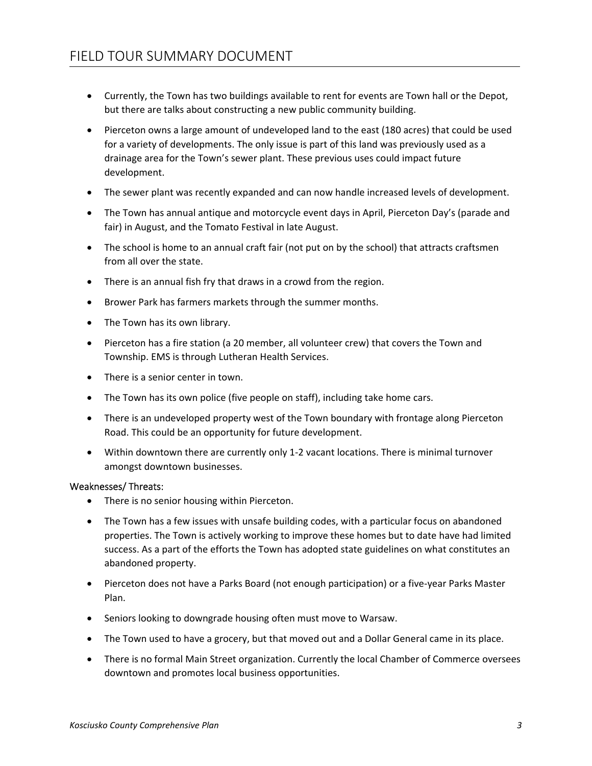- Currently, the Town has two buildings available to rent for events are Town hall or the Depot, but there are talks about constructing a new public community building.
- Pierceton owns a large amount of undeveloped land to the east (180 acres) that could be used for a variety of developments. The only issue is part of this land was previously used as a drainage area for the Town's sewer plant. These previous uses could impact future development.
- The sewer plant was recently expanded and can now handle increased levels of development.
- The Town has annual antique and motorcycle event days in April, Pierceton Day's (parade and fair) in August, and the Tomato Festival in late August.
- The school is home to an annual craft fair (not put on by the school) that attracts craftsmen from all over the state.
- There is an annual fish fry that draws in a crowd from the region.
- Brower Park has farmers markets through the summer months.
- The Town has its own library.
- Pierceton has a fire station (a 20 member, all volunteer crew) that covers the Town and Township. EMS is through Lutheran Health Services.
- There is a senior center in town.
- The Town has its own police (five people on staff), including take home cars.
- There is an undeveloped property west of the Town boundary with frontage along Pierceton Road. This could be an opportunity for future development.
- Within downtown there are currently only 1-2 vacant locations. There is minimal turnover amongst downtown businesses.

### Weaknesses/ Threats:

- There is no senior housing within Pierceton.
- The Town has a few issues with unsafe building codes, with a particular focus on abandoned properties. The Town is actively working to improve these homes but to date have had limited success. As a part of the efforts the Town has adopted state guidelines on what constitutes an abandoned property.
- Pierceton does not have a Parks Board (not enough participation) or a five-year Parks Master Plan.
- Seniors looking to downgrade housing often must move to Warsaw.
- The Town used to have a grocery, but that moved out and a Dollar General came in its place.
- There is no formal Main Street organization. Currently the local Chamber of Commerce oversees downtown and promotes local business opportunities.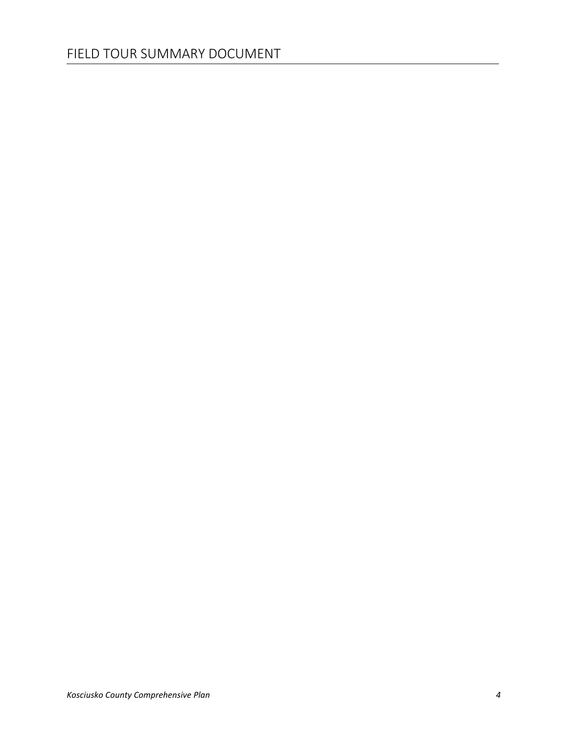# FIELD TOUR SUMMARY DOCUMENT